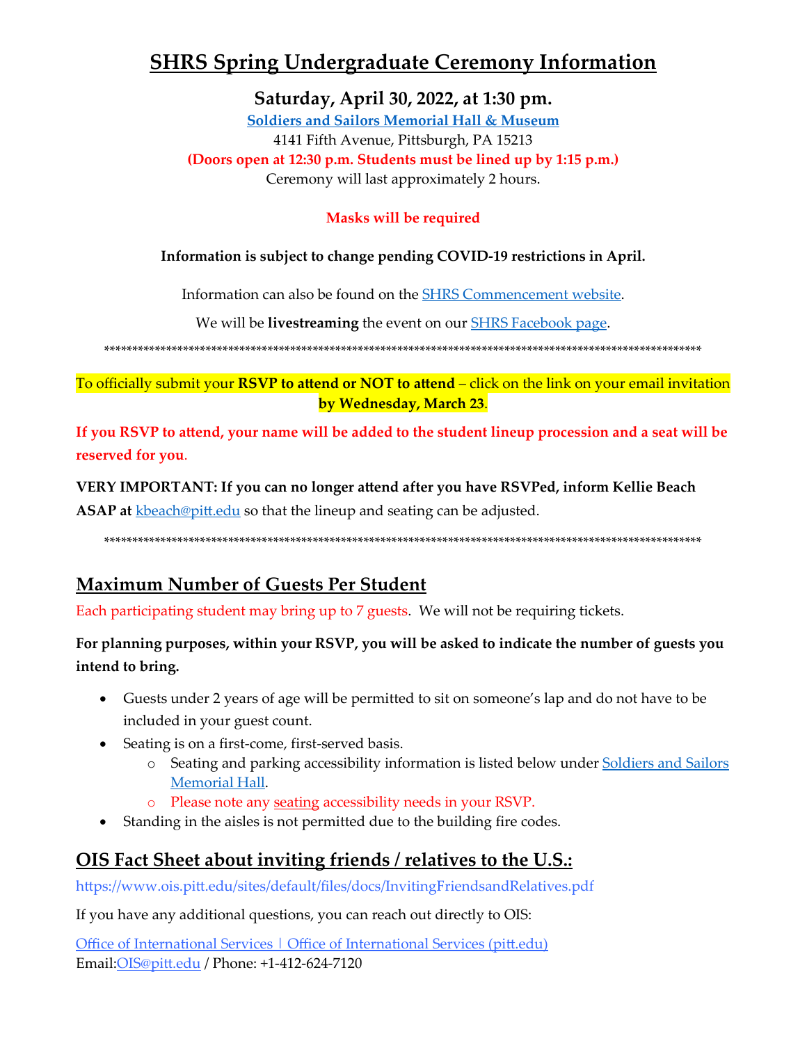// SHRS Spring Undergraduate Ceremony Information — page 1 of 4

# SHRS Spring Undergraduate Ceremony Information

## Saturday, April 30, 2022, at 1:30 pm.

**[Soldiers and Sailors Memorial Hall & Museum](#)**

4141 Fifth Avenue, Pittsburgh, PA 15213

**(Doors open at 12:30 p.m. Students must be lined up by 1:15 p.m.)**

Ceremony will last approximately 2 hours.

**Masks will be required**

**Information is subject to change pending COVID-19 restrictions in April.**

Information can also be found on the [SHRS Commencement website](#).

We will be **livestreaming** the event on our [SHRS Facebook page](#).

\*\*\*\*\*\*\*\*\*\*\*\*\*\*\*\*\*\*\*\*\*\*\*\*\*\*\*\*\*\*\*\*\*\*\*\*\*\*\*\*\*\*\*\*\*\*\*\*\*\*\*\*\*\*\*\*\*\*\*\*\*\*\*\*\*\*\*\*\*\*\*\*\*\*\*\*\*\*\*\*\*\*\*\*\*\*\*\*\*\*\*\*\*\*\*\*\*\*\*\*\*\*\*\*

To officially submit your **RSVP to attend or NOT to attend** – click on the link on your email invitation **by Wednesday, March 23**.

**If you RSVP to attend, your name will be added to the student lineup procession and a seat will be reserved for you**.

**VERY IMPORTANT: If you can no longer attend after you have RSVPed, inform Kellie Beach ASAP at** [kbeach@pitt.edu](mailto:kbeach@pitt.edu) so that the lineup and seating can be adjusted.

\*\*\*\*\*\*\*\*\*\*\*\*\*\*\*\*\*\*\*\*\*\*\*\*\*\*\*\*\*\*\*\*\*\*\*\*\*\*\*\*\*\*\*\*\*\*\*\*\*\*\*\*\*\*\*\*\*\*\*\*\*\*\*\*\*\*\*\*\*\*\*\*\*\*\*\*\*\*\*\*\*\*\*\*\*\*\*\*\*\*\*\*\*\*\*\*\*\*\*\*\*\*\*\*

## Maximum Number of Guests Per Student

Each participating student may bring up to 7 guests. We will not be requiring tickets.

**For planning purposes, within your RSVP, you will be asked to indicate the number of guests you intend to bring.**

- Guests under 2 years of age will be permitted to sit on someone's lap and do not have to be included in your guest count.
- Seating is on a first-come, first-served basis.
  - Seating and parking accessibility information is listed below under [Soldiers and Sailors Memorial Hall](#).
  - Please note any seating accessibility needs in your RSVP.
- Standing in the aisles is not permitted due to the building fire codes.

## OIS Fact Sheet about inviting friends / relatives to the U.S.:

https://www.ois.pitt.edu/sites/default/files/docs/InvitingFriendsandRelatives.pdf

If you have any additional questions, you can reach out directly to OIS:

[Office of International Services | Office of International Services (pitt.edu)](#)

Email: [OIS@pitt.edu](mailto:OIS@pitt.edu) / Phone: +1-412-624-7120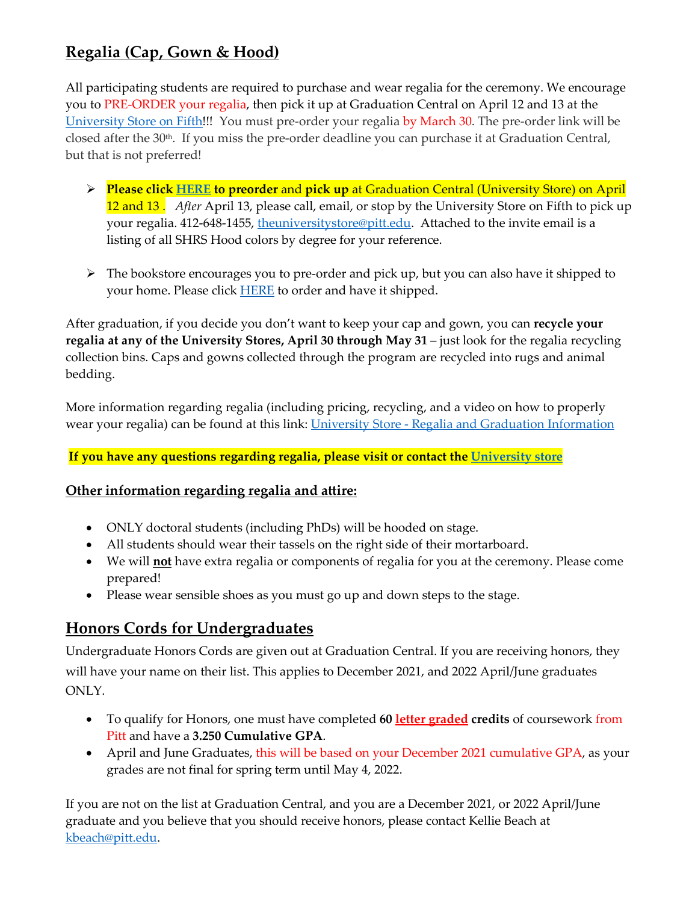## Regalia (Cap, Gown & Hood)

All participating students are required to purchase and wear regalia for the ceremony. We encourage you to PRE-ORDER your regalia, then pick it up at Graduation Central on April 12 and 13 at the University Store on Fifth!!! You must pre-order your regalia by March 30. The pre-order link will be closed after the 30th. If you miss the pre-order deadline you can purchase it at Graduation Central, but that is not preferred!

- **Please click HERE to preorder** and **pick up** at Graduation Central (University Store) on April 12 and 13 . *After* April 13, please call, email, or stop by the University Store on Fifth to pick up your regalia. 412-648-1455, theuniversitystore@pitt.edu. Attached to the invite email is a listing of all SHRS Hood colors by degree for your reference.

- The bookstore encourages you to pre-order and pick up, but you can also have it shipped to your home. Please click HERE to order and have it shipped.

After graduation, if you decide you don't want to keep your cap and gown, you can **recycle your regalia at any of the University Stores, April 30 through May 31** – just look for the regalia recycling collection bins. Caps and gowns collected through the program are recycled into rugs and animal bedding.

More information regarding regalia (including pricing, recycling, and a video on how to properly wear your regalia) can be found at this link: University Store - Regalia and Graduation Information

**If you have any questions regarding regalia, please visit or contact the University store**

### Other information regarding regalia and attire:

- ONLY doctoral students (including PhDs) will be hooded on stage.
- All students should wear their tassels on the right side of their mortarboard.
- We will **not** have extra regalia or components of regalia for you at the ceremony. Please come prepared!
- Please wear sensible shoes as you must go up and down steps to the stage.

## Honors Cords for Undergraduates

Undergraduate Honors Cords are given out at Graduation Central. If you are receiving honors, they will have your name on their list. This applies to December 2021, and 2022 April/June graduates ONLY.

- To qualify for Honors, one must have completed **60 letter graded credits** of coursework from Pitt and have a **3.250 Cumulative GPA**.
- April and June Graduates, this will be based on your December 2021 cumulative GPA, as your grades are not final for spring term until May 4, 2022.

If you are not on the list at Graduation Central, and you are a December 2021, or 2022 April/June graduate and you believe that you should receive honors, please contact Kellie Beach at kbeach@pitt.edu.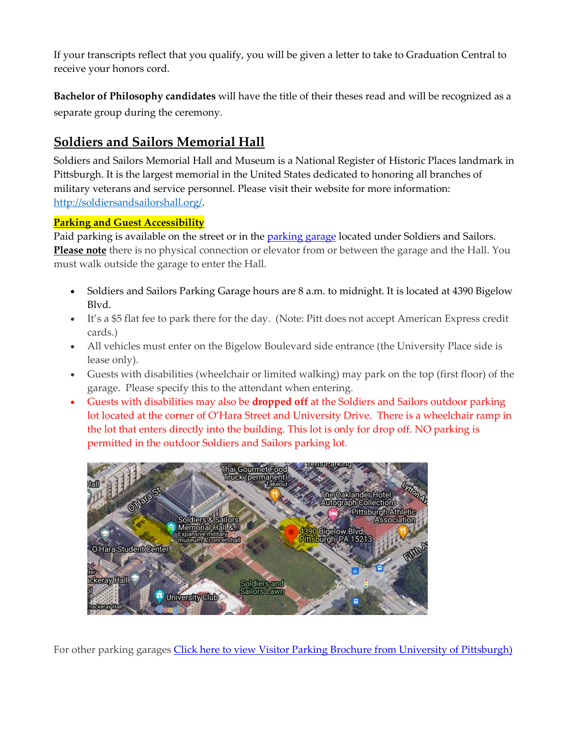If your transcripts reflect that you qualify, you will be given a letter to take to Graduation Central to receive your honors cord.

**Bachelor of Philosophy candidates** will have the title of their theses read and will be recognized as a separate group during the ceremony.

## Soldiers and Sailors Memorial Hall

Soldiers and Sailors Memorial Hall and Museum is a National Register of Historic Places landmark in Pittsburgh. It is the largest memorial in the United States dedicated to honoring all branches of military veterans and service personnel. Please visit their website for more information: [http://soldiersandsailorshall.org/](http://soldiersandsailorshall.org/).

### Parking and Guest Accessibility

Paid parking is available on the street or in the [parking garage](#) located under Soldiers and Sailors. **Please note** there is no physical connection or elevator from or between the garage and the Hall. You must walk outside the garage to enter the Hall.

- Soldiers and Sailors Parking Garage hours are 8 a.m. to midnight. It is located at 4390 Bigelow Blvd.
- It's a $5 flat fee to park there for the day. (Note: Pitt does not accept American Express credit cards.)
- All vehicles must enter on the Bigelow Boulevard side entrance (the University Place side is lease only).
- Guests with disabilities (wheelchair or limited walking) may park on the top (first floor) of the garage. Please specify this to the attendant when entering.
- Guests with disabilities may also be **dropped off** at the Soldiers and Sailors outdoor parking lot located at the corner of O'Hara Street and University Drive. There is a wheelchair ramp in the lot that enters directly into the building. This lot is only for drop off. NO parking is permitted in the outdoor Soldiers and Sailors parking lot.

For other parking garages [Click here to view Visitor Parking Brochure from University of Pittsburgh)](#)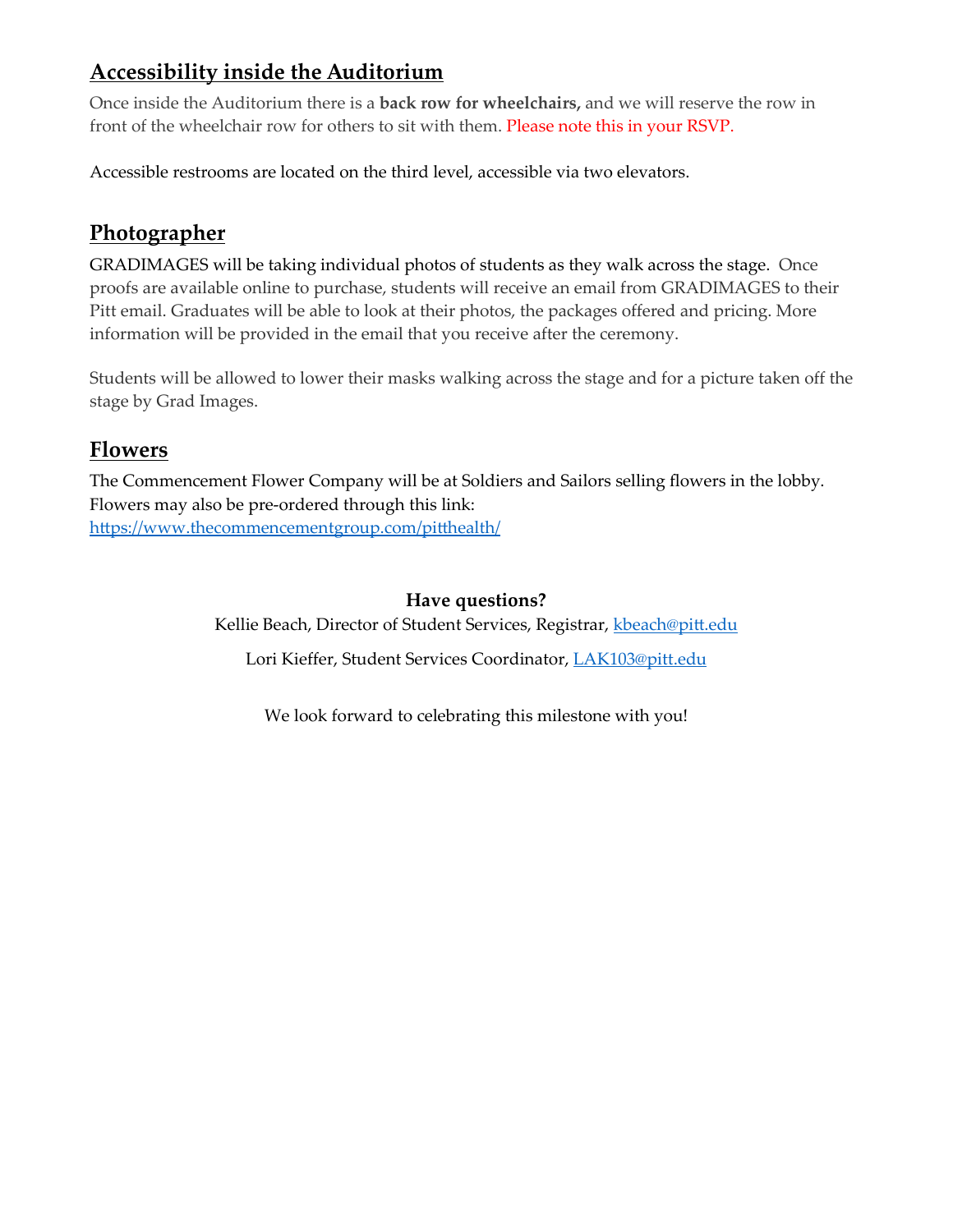## Accessibility inside the Auditorium

Once inside the Auditorium there is a **back row for wheelchairs,** and we will reserve the row in front of the wheelchair row for others to sit with them. Please note this in your RSVP.

Accessible restrooms are located on the third level, accessible via two elevators.

## Photographer

GRADIMAGES will be taking individual photos of students as they walk across the stage. Once proofs are available online to purchase, students will receive an email from GRADIMAGES to their Pitt email. Graduates will be able to look at their photos, the packages offered and pricing. More information will be provided in the email that you receive after the ceremony.

Students will be allowed to lower their masks walking across the stage and for a picture taken off the stage by Grad Images.

## Flowers

The Commencement Flower Company will be at Soldiers and Sailors selling flowers in the lobby. Flowers may also be pre-ordered through this link:
https://www.thecommencementgroup.com/pitthealth/

**Have questions?**

Kellie Beach, Director of Student Services, Registrar, kbeach@pitt.edu

Lori Kieffer, Student Services Coordinator, LAK103@pitt.edu

We look forward to celebrating this milestone with you!